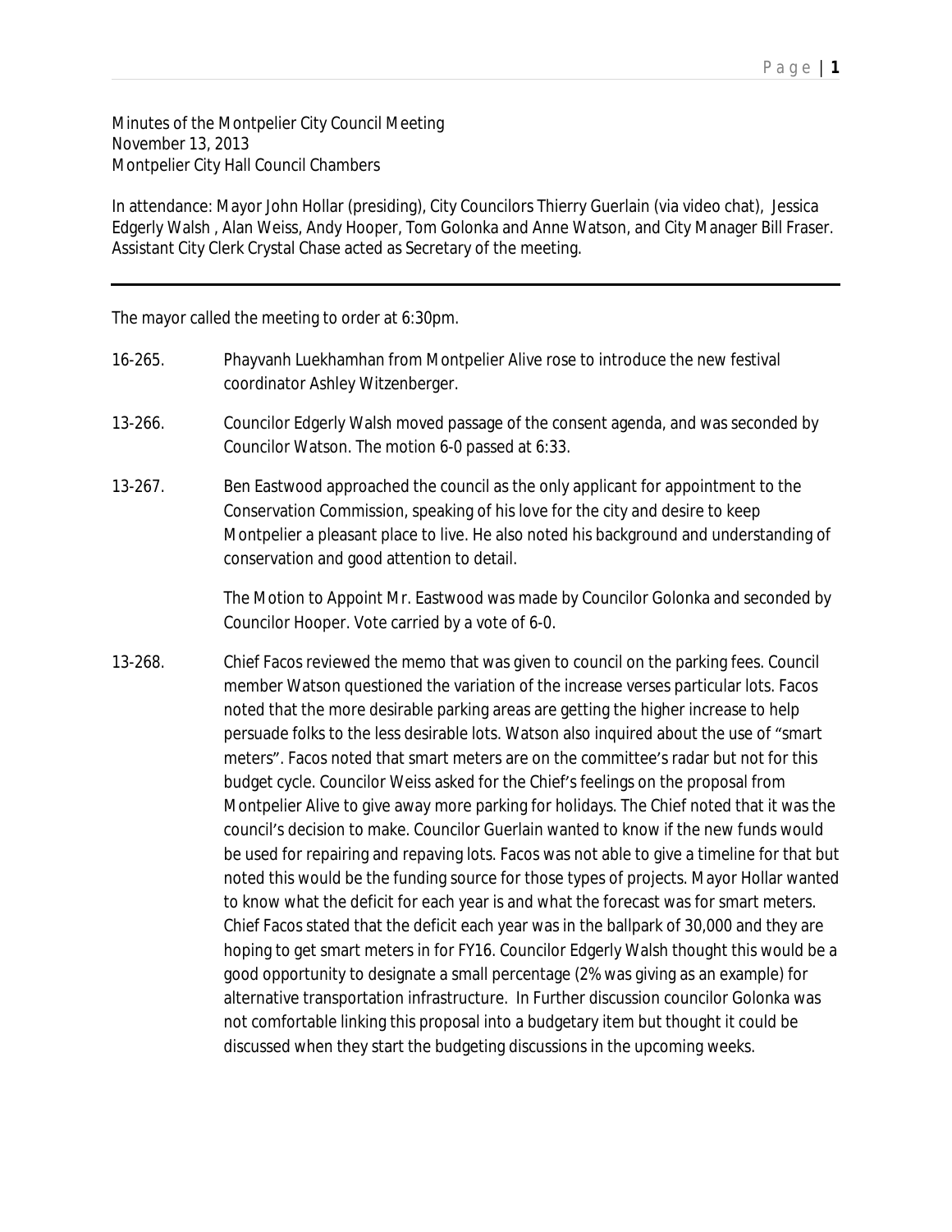Minutes of the Montpelier City Council Meeting
November 13, 2013
Montpelier City Hall Council Chambers

In attendance: Mayor John Hollar (presiding), City Councilors Thierry Guerlain (via video chat), Jessica Edgerly Walsh , Alan Weiss, Andy Hooper, Tom Golonka and Anne Watson, and City Manager Bill Fraser. Assistant City Clerk Crystal Chase acted as Secretary of the meeting.

---

The mayor called the meeting to order at 6:30pm.

16-265. Phayvanh Luekhamhan from Montpelier Alive rose to introduce the new festival coordinator Ashley Witzenberger.

13-266. Councilor Edgerly Walsh moved passage of the consent agenda, and was seconded by Councilor Watson. The motion 6-0 passed at 6:33.

13-267. Ben Eastwood approached the council as the only applicant for appointment to the Conservation Commission, speaking of his love for the city and desire to keep Montpelier a pleasant place to live. He also noted his background and understanding of conservation and good attention to detail.

The Motion to Appoint Mr. Eastwood was made by Councilor Golonka and seconded by Councilor Hooper. Vote carried by a vote of 6-0.

13-268. Chief Facos reviewed the memo that was given to council on the parking fees. Council member Watson questioned the variation of the increase verses particular lots. Facos noted that the more desirable parking areas are getting the higher increase to help persuade folks to the less desirable lots. Watson also inquired about the use of "smart meters". Facos noted that smart meters are on the committee's radar but not for this budget cycle. Councilor Weiss asked for the Chief's feelings on the proposal from Montpelier Alive to give away more parking for holidays. The Chief noted that it was the council's decision to make. Councilor Guerlain wanted to know if the new funds would be used for repairing and repaving lots. Facos was not able to give a timeline for that but noted this would be the funding source for those types of projects. Mayor Hollar wanted to know what the deficit for each year is and what the forecast was for smart meters. Chief Facos stated that the deficit each year was in the ballpark of 30,000 and they are hoping to get smart meters in for FY16. Councilor Edgerly Walsh thought this would be a good opportunity to designate a small percentage (2% was giving as an example) for alternative transportation infrastructure. In Further discussion councilor Golonka was not comfortable linking this proposal into a budgetary item but thought it could be discussed when they start the budgeting discussions in the upcoming weeks.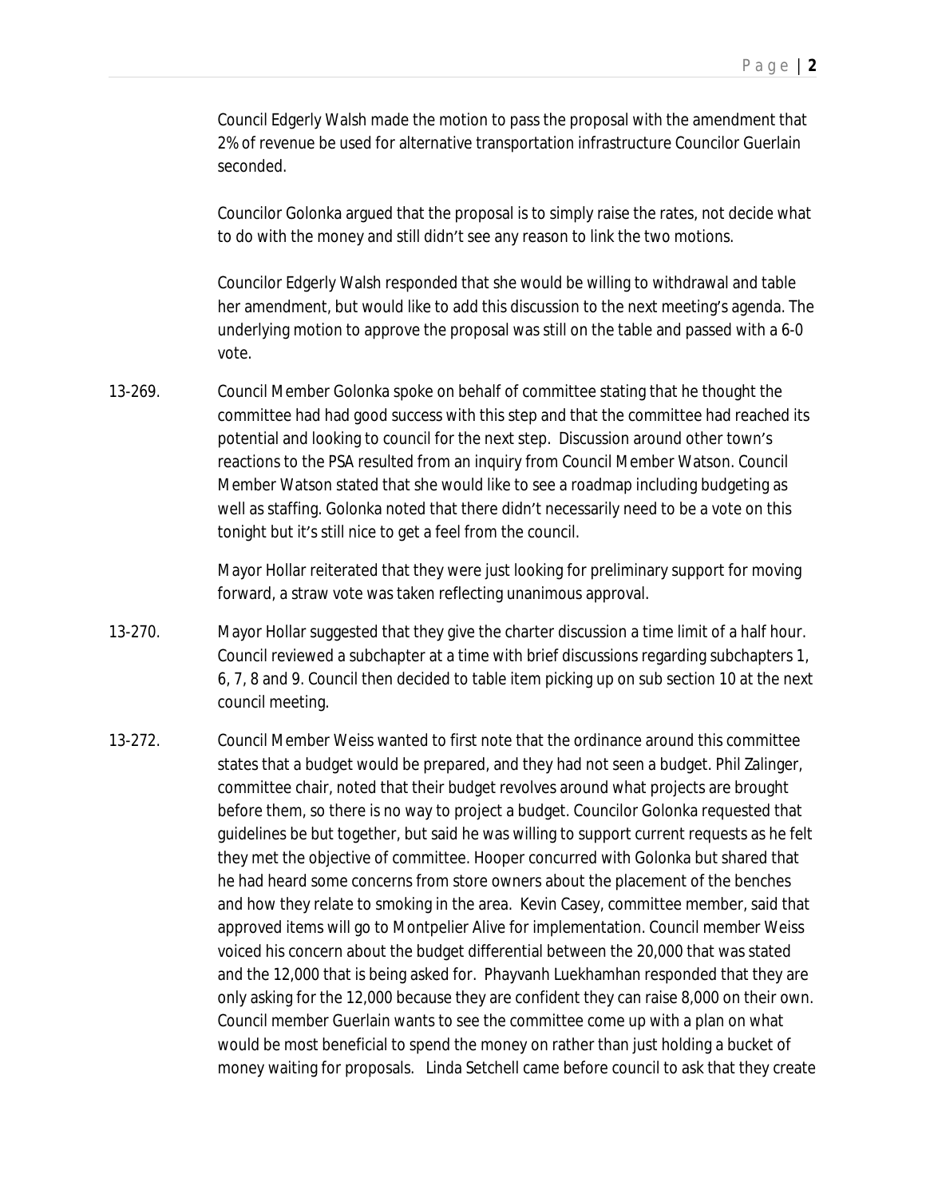Council Edgerly Walsh made the motion to pass the proposal with the amendment that 2% of revenue be used for alternative transportation infrastructure Councilor Guerlain seconded.

Councilor Golonka argued that the proposal is to simply raise the rates, not decide what to do with the money and still didn't see any reason to link the two motions.

Councilor Edgerly Walsh responded that she would be willing to withdrawal and table her amendment, but would like to add this discussion to the next meeting's agenda. The underlying motion to approve the proposal was still on the table and passed with a 6-0 vote.

13-269. Council Member Golonka spoke on behalf of committee stating that he thought the committee had had good success with this step and that the committee had reached its potential and looking to council for the next step. Discussion around other town's reactions to the PSA resulted from an inquiry from Council Member Watson. Council Member Watson stated that she would like to see a roadmap including budgeting as well as staffing. Golonka noted that there didn't necessarily need to be a vote on this tonight but it's still nice to get a feel from the council.

Mayor Hollar reiterated that they were just looking for preliminary support for moving forward, a straw vote was taken reflecting unanimous approval.

13-270. Mayor Hollar suggested that they give the charter discussion a time limit of a half hour. Council reviewed a subchapter at a time with brief discussions regarding subchapters 1, 6, 7, 8 and 9. Council then decided to table item picking up on sub section 10 at the next council meeting.

13-272. Council Member Weiss wanted to first note that the ordinance around this committee states that a budget would be prepared, and they had not seen a budget. Phil Zalinger, committee chair, noted that their budget revolves around what projects are brought before them, so there is no way to project a budget. Councilor Golonka requested that guidelines be but together, but said he was willing to support current requests as he felt they met the objective of committee. Hooper concurred with Golonka but shared that he had heard some concerns from store owners about the placement of the benches and how they relate to smoking in the area. Kevin Casey, committee member, said that approved items will go to Montpelier Alive for implementation. Council member Weiss voiced his concern about the budget differential between the 20,000 that was stated and the 12,000 that is being asked for. Phayvanh Luekhamhan responded that they are only asking for the 12,000 because they are confident they can raise 8,000 on their own. Council member Guerlain wants to see the committee come up with a plan on what would be most beneficial to spend the money on rather than just holding a bucket of money waiting for proposals. Linda Setchell came before council to ask that they create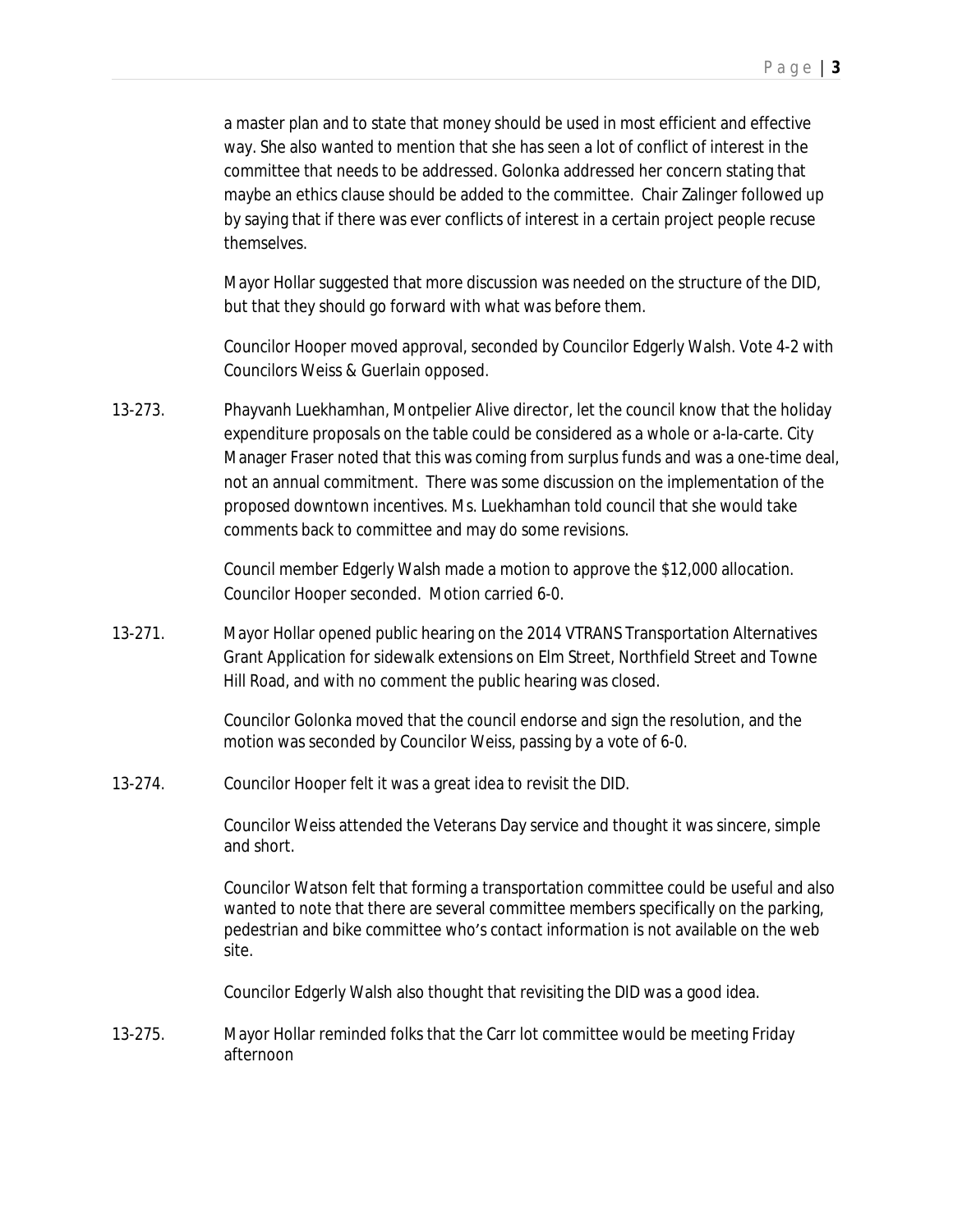a master plan and to state that money should be used in most efficient and effective way. She also wanted to mention that she has seen a lot of conflict of interest in the committee that needs to be addressed. Golonka addressed her concern stating that maybe an ethics clause should be added to the committee. Chair Zalinger followed up by saying that if there was ever conflicts of interest in a certain project people recuse themselves.

Mayor Hollar suggested that more discussion was needed on the structure of the DID, but that they should go forward with what was before them.

Councilor Hooper moved approval, seconded by Councilor Edgerly Walsh. Vote 4-2 with Councilors Weiss & Guerlain opposed.

13-273. Phayvanh Luekhamhan, Montpelier Alive director, let the council know that the holiday expenditure proposals on the table could be considered as a whole or a-la-carte. City Manager Fraser noted that this was coming from surplus funds and was a one-time deal, not an annual commitment. There was some discussion on the implementation of the proposed downtown incentives. Ms. Luekhamhan told council that she would take comments back to committee and may do some revisions.

Council member Edgerly Walsh made a motion to approve the $12,000 allocation. Councilor Hooper seconded. Motion carried 6-0.

13-271. Mayor Hollar opened public hearing on the 2014 VTRANS Transportation Alternatives Grant Application for sidewalk extensions on Elm Street, Northfield Street and Towne Hill Road, and with no comment the public hearing was closed.

Councilor Golonka moved that the council endorse and sign the resolution, and the motion was seconded by Councilor Weiss, passing by a vote of 6-0.

13-274. Councilor Hooper felt it was a great idea to revisit the DID.

Councilor Weiss attended the Veterans Day service and thought it was sincere, simple and short.

Councilor Watson felt that forming a transportation committee could be useful and also wanted to note that there are several committee members specifically on the parking, pedestrian and bike committee who's contact information is not available on the web site.

Councilor Edgerly Walsh also thought that revisiting the DID was a good idea.

13-275. Mayor Hollar reminded folks that the Carr lot committee would be meeting Friday afternoon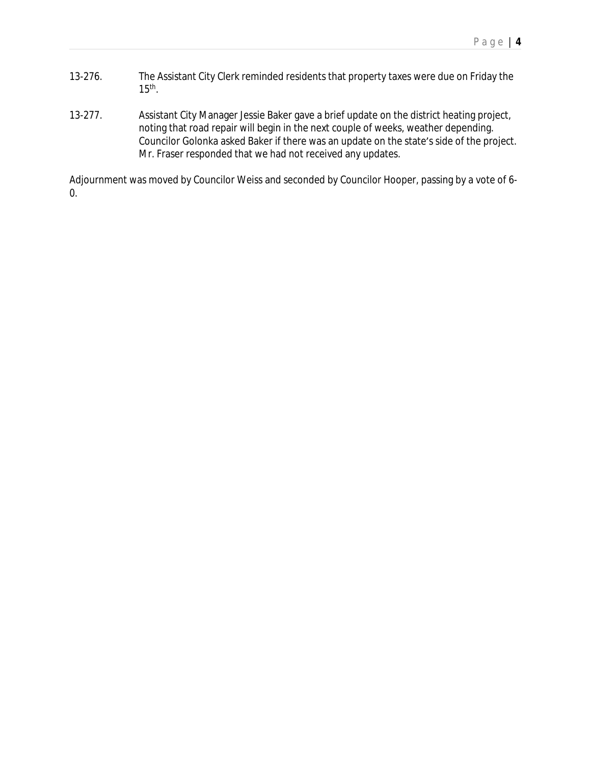13-276. The Assistant City Clerk reminded residents that property taxes were due on Friday the 15th.

13-277. Assistant City Manager Jessie Baker gave a brief update on the district heating project, noting that road repair will begin in the next couple of weeks, weather depending. Councilor Golonka asked Baker if there was an update on the state's side of the project. Mr. Fraser responded that we had not received any updates.

Adjournment was moved by Councilor Weiss and seconded by Councilor Hooper, passing by a vote of 6-0.